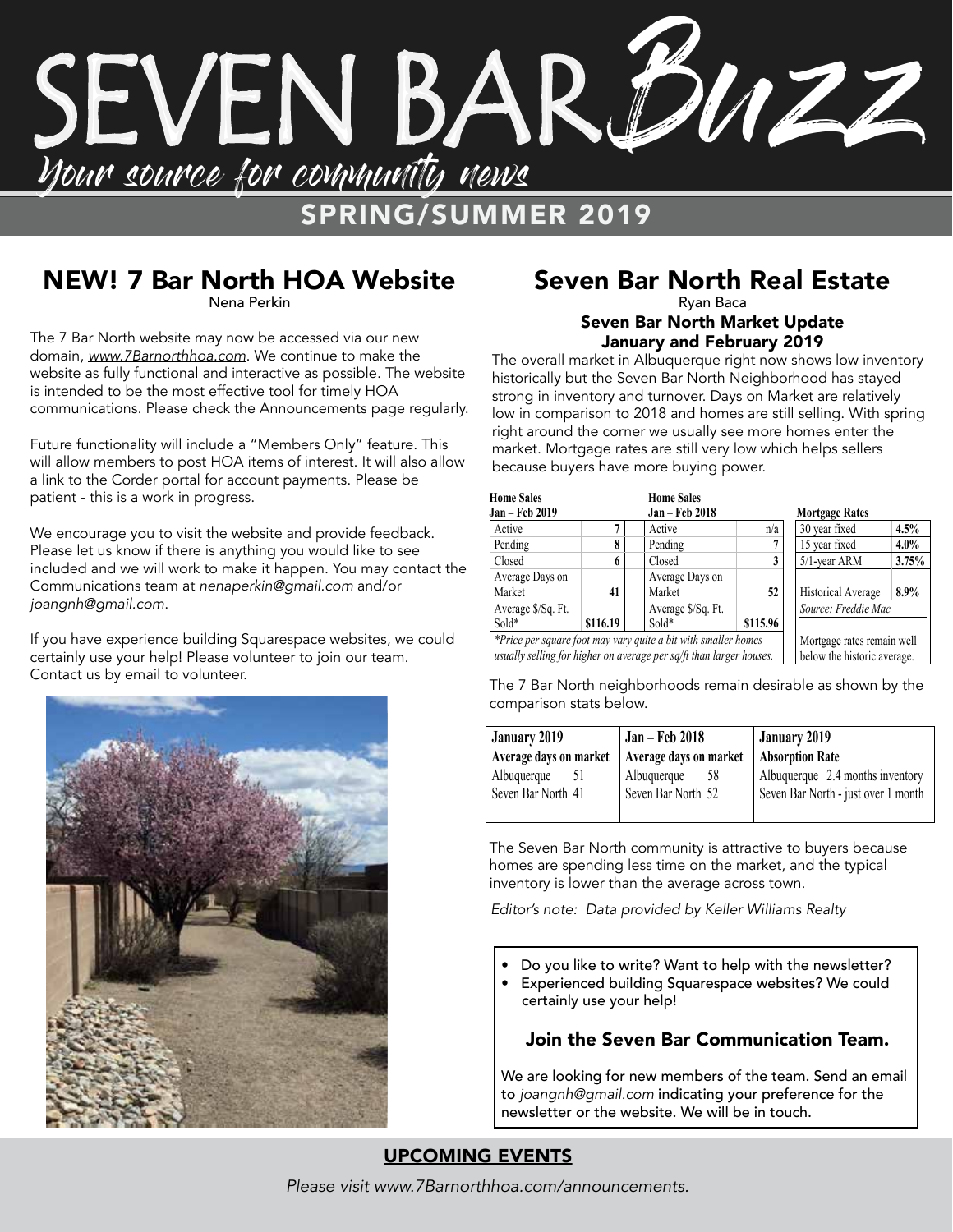# SEVEN BAR Buzz

*Your source for community news*

## SPRING/SUMMER 2019

## NEW! 7 Bar North HOA Website

Nena Perkin

The 7 Bar North website may now be accessed via our new domain, *www.7Barnorthhoa.com*. We continue to make the website as fully functional and interactive as possible. The website is intended to be the most effective tool for timely HOA communications. Please check the Announcements page regularly.

Future functionality will include a "Members Only" feature. This will allow members to post HOA items of interest. It will also allow a link to the Corder portal for account payments. Please be patient - this is a work in progress.

We encourage you to visit the website and provide feedback. Please let us know if there is anything you would like to see included and we will work to make it happen. You may contact the Communications team at *nenaperkin@gmail.com* and/or *joangnh@gmail.com*.

If you have experience building Squarespace websites, we could certainly use your help! Please volunteer to join our team. Contact us by email to volunteer.

## Seven Bar North Real Estate

Ryan Baca

### Seven Bar North Market Update January and February 2019

The overall market in Albuquerque right now shows low inventory historically but the Seven Bar North Neighborhood has stayed strong in inventory and turnover. Days on Market are relatively low in comparison to 2018 and homes are still selling. With spring right around the corner we usually see more homes enter the market. Mortgage rates are still very low which helps sellers because buyers have more buying power.

| Home Sales Jan – Feb 2019 | |
|---|---|
| Active | 7 |
| Pending | 8 |
| Closed | 6 |
| Average Days on Market | 41 |
| Average $/Sq. Ft. Sold* | $116.19 |

| Home Sales Jan – Feb 2018 | |
|---|---|
| Active | n/a |
| Pending | 7 |
| Closed | 3 |
| Average Days on Market | 52 |
| Average $/Sq. Ft. Sold* | $115.96 |

*\*Price per square foot may vary quite a bit with smaller homes usually selling for higher on average per sq/ft than larger houses.*

| Mortgage Rates | |
|---|---|
| 30 year fixed | 4.5% |
| 15 year fixed | 4.0% |
| 5/1-year ARM | 3.75% |
| Historical Average | 8.9% |

*Source: Freddie Mac*

Mortgage rates remain well below the historic average.

The 7 Bar North neighborhoods remain desirable as shown by the comparison stats below.

| January 2019 Average days on market | Jan – Feb 2018 Average days on market | January 2019 Absorption Rate |
|---|---|---|
| Albuquerque 51 | Albuquerque 58 | Albuquerque 2.4 months inventory |
| Seven Bar North 41 | Seven Bar North 52 | Seven Bar North - just over 1 month |

The Seven Bar North community is attractive to buyers because homes are spending less time on the market, and the typical inventory is lower than the average across town.

*Editor's note: Data provided by Keller Williams Realty*

- Do you like to write? Want to help with the newsletter?
- Experienced building Squarespace websites? We could certainly use your help!

### Join the Seven Bar Communication Team.

We are looking for new members of the team. Send an email to *joangnh@gmail.com* indicating your preference for the newsletter or the website. We will be in touch.

## UPCOMING EVENTS

*Please visit www.7Barnorthhoa.com/announcements.*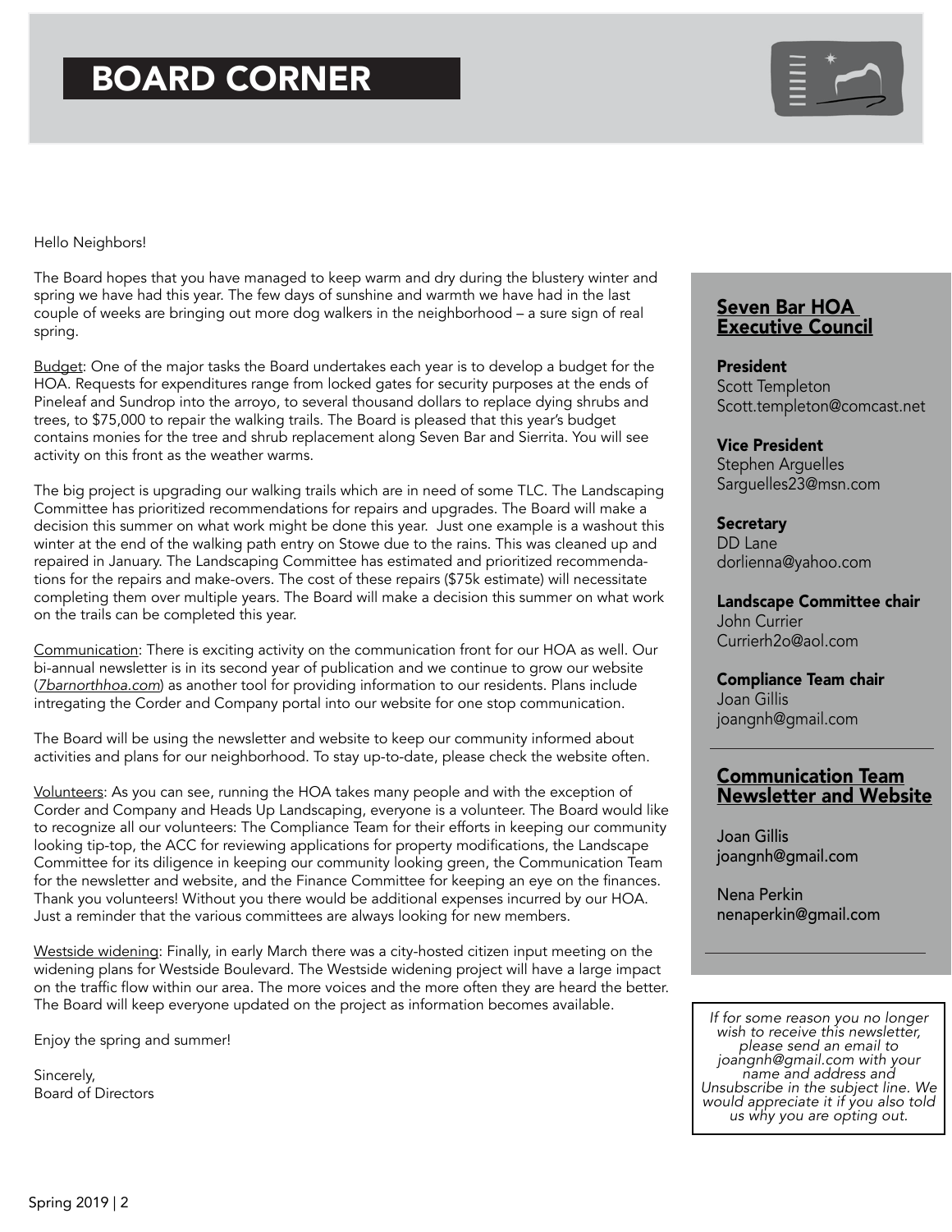# BOARD CORNER

Hello Neighbors!

The Board hopes that you have managed to keep warm and dry during the blustery winter and spring we have had this year. The few days of sunshine and warmth we have had in the last couple of weeks are bringing out more dog walkers in the neighborhood – a sure sign of real spring.

Budget: One of the major tasks the Board undertakes each year is to develop a budget for the HOA. Requests for expenditures range from locked gates for security purposes at the ends of Pineleaf and Sundrop into the arroyo, to several thousand dollars to replace dying shrubs and trees, to $75,000 to repair the walking trails. The Board is pleased that this year's budget contains monies for the tree and shrub replacement along Seven Bar and Sierrita. You will see activity on this front as the weather warms.

The big project is upgrading our walking trails which are in need of some TLC. The Landscaping Committee has prioritized recommendations for repairs and upgrades. The Board will make a decision this summer on what work might be done this year. Just one example is a washout this winter at the end of the walking path entry on Stowe due to the rains. This was cleaned up and repaired in January. The Landscaping Committee has estimated and prioritized recommendations for the repairs and make-overs. The cost of these repairs ($75k estimate) will necessitate completing them over multiple years. The Board will make a decision this summer on what work on the trails can be completed this year.

Communication: There is exciting activity on the communication front for our HOA as well. Our bi-annual newsletter is in its second year of publication and we continue to grow our website (*7barnorthhoa.com*) as another tool for providing information to our residents. Plans include intregating the Corder and Company portal into our website for one stop communication.

The Board will be using the newsletter and website to keep our community informed about activities and plans for our neighborhood. To stay up-to-date, please check the website often.

Volunteers: As you can see, running the HOA takes many people and with the exception of Corder and Company and Heads Up Landscaping, everyone is a volunteer. The Board would like to recognize all our volunteers: The Compliance Team for their efforts in keeping our community looking tip-top, the ACC for reviewing applications for property modifications, the Landscape Committee for its diligence in keeping our community looking green, the Communication Team for the newsletter and website, and the Finance Committee for keeping an eye on the finances. Thank you volunteers! Without you there would be additional expenses incurred by our HOA. Just a reminder that the various committees are always looking for new members.

Westside widening: Finally, in early March there was a city-hosted citizen input meeting on the widening plans for Westside Boulevard. The Westside widening project will have a large impact on the traffic flow within our area. The more voices and the more often they are heard the better. The Board will keep everyone updated on the project as information becomes available.

Enjoy the spring and summer!

Sincerely,
Board of Directors

## Seven Bar HOA Executive Council

**President**
Scott Templeton
Scott.templeton@comcast.net

**Vice President**
Stephen Arguelles
Sarguelles23@msn.com

**Secretary**
DD Lane
dorlienna@yahoo.com

**Landscape Committee chair**
John Currier
Currierh2o@aol.com

**Compliance Team chair**
Joan Gillis
joangnh@gmail.com

## Communication Team Newsletter and Website

Joan Gillis
joangnh@gmail.com

Nena Perkin
nenaperkin@gmail.com

*If for some reason you no longer wish to receive this newsletter, please send an email to joangnh@gmail.com with your name and address and Unsubscribe in the subject line. We would appreciate it if you also told us why you are opting out.*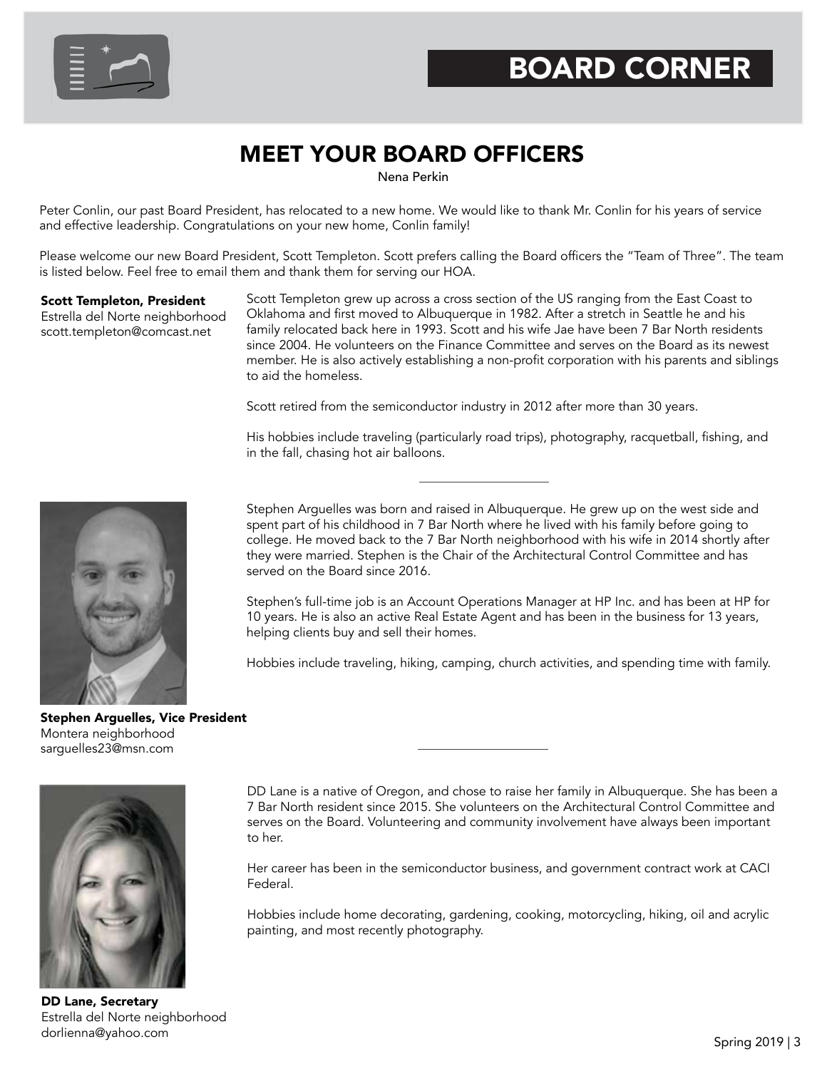# BOARD CORNER

## MEET YOUR BOARD OFFICERS

Nena Perkin

Peter Conlin, our past Board President, has relocated to a new home. We would like to thank Mr. Conlin for his years of service and effective leadership. Congratulations on your new home, Conlin family!

Please welcome our new Board President, Scott Templeton. Scott prefers calling the Board officers the "Team of Three". The team is listed below. Feel free to email them and thank them for serving our HOA.

**Scott Templeton, President**
Estrella del Norte neighborhood
scott.templeton@comcast.net

Scott Templeton grew up across a cross section of the US ranging from the East Coast to Oklahoma and first moved to Albuquerque in 1982. After a stretch in Seattle he and his family relocated back here in 1993. Scott and his wife Jae have been 7 Bar North residents since 2004. He volunteers on the Finance Committee and serves on the Board as its newest member. He is also actively establishing a non-profit corporation with his parents and siblings to aid the homeless.

Scott retired from the semiconductor industry in 2012 after more than 30 years.

His hobbies include traveling (particularly road trips), photography, racquetball, fishing, and in the fall, chasing hot air balloons.

---

Stephen Arguelles was born and raised in Albuquerque. He grew up on the west side and spent part of his childhood in 7 Bar North where he lived with his family before going to college. He moved back to the 7 Bar North neighborhood with his wife in 2014 shortly after they were married. Stephen is the Chair of the Architectural Control Committee and has served on the Board since 2016.

Stephen's full-time job is an Account Operations Manager at HP Inc. and has been at HP for 10 years. He is also an active Real Estate Agent and has been in the business for 13 years, helping clients buy and sell their homes.

Hobbies include traveling, hiking, camping, church activities, and spending time with family.

**Stephen Arguelles, Vice President**
Montera neighborhood
sarguelles23@msn.com

---

DD Lane is a native of Oregon, and chose to raise her family in Albuquerque. She has been a 7 Bar North resident since 2015. She volunteers on the Architectural Control Committee and serves on the Board. Volunteering and community involvement have always been important to her.

Her career has been in the semiconductor business, and government contract work at CACI Federal.

Hobbies include home decorating, gardening, cooking, motorcycling, hiking, oil and acrylic painting, and most recently photography.

**DD Lane, Secretary**
Estrella del Norte neighborhood
dorlienna@yahoo.com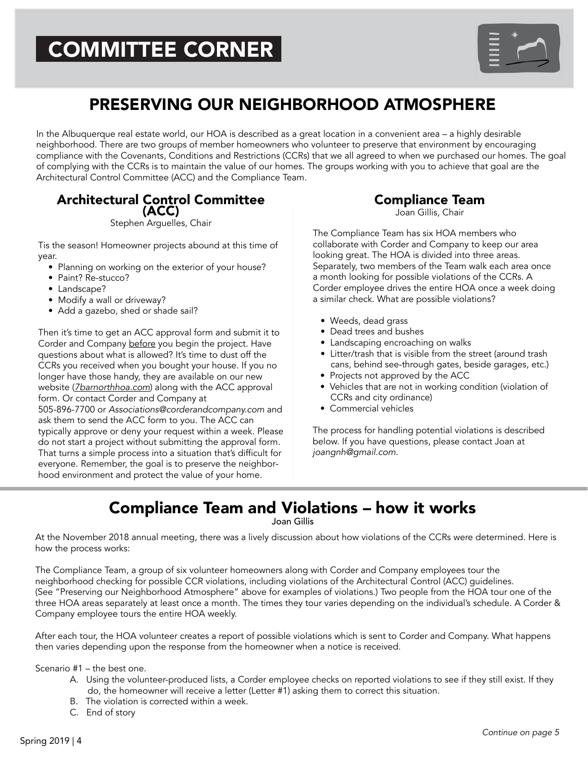# COMMITTEE CORNER

## PRESERVING OUR NEIGHBORHOOD ATMOSPHERE

In the Albuquerque real estate world, our HOA is described as a great location in a convenient area – a highly desirable neighborhood. There are two groups of member homeowners who volunteer to preserve that environment by encouraging compliance with the Covenants, Conditions and Restrictions (CCRs) that we all agreed to when we purchased our homes. The goal of complying with the CCRs is to maintain the value of our homes. The groups working with you to achieve that goal are the Architectural Control Committee (ACC) and the Compliance Team.

### Architectural Control Committee (ACC)

Stephen Arguelles, Chair

Tis the season! Homeowner projects abound at this time of year.

- Planning on working on the exterior of your house?
- Paint? Re-stucco?
- Landscape?
- Modify a wall or driveway?
- Add a gazebo, shed or shade sail?

Then it's time to get an ACC approval form and submit it to Corder and Company before you begin the project. Have questions about what is allowed? It's time to dust off the CCRs you received when you bought your house. If you no longer have those handy, they are available on our new website (*7barnorthhoa.com*) along with the ACC approval form. Or contact Corder and Company at 505-896-7700 or *Associations@corderandcompany.com* and ask them to send the ACC form to you. The ACC can typically approve or deny your request within a week. Please do not start a project without submitting the approval form. That turns a simple process into a situation that's difficult for everyone. Remember, the goal is to preserve the neighborhood environment and protect the value of your home.

### Compliance Team

Joan Gillis, Chair

The Compliance Team has six HOA members who collaborate with Corder and Company to keep our area looking great. The HOA is divided into three areas. Separately, two members of the Team walk each area once a month looking for possible violations of the CCRs. A Corder employee drives the entire HOA once a week doing a similar check. What are possible violations?

- Weeds, dead grass
- Dead trees and bushes
- Landscaping encroaching on walks
- Litter/trash that is visible from the street (around trash cans, behind see-through gates, beside garages, etc.)
- Projects not approved by the ACC
- Vehicles that are not in working condition (violation of CCRs and city ordinance)
- Commercial vehicles

The process for handling potential violations is described below. If you have questions, please contact Joan at *joangnh@gmail.com.*

## Compliance Team and Violations – how it works

Joan Gillis

At the November 2018 annual meeting, there was a lively discussion about how violations of the CCRs were determined. Here is how the process works:

The Compliance Team, a group of six volunteer homeowners along with Corder and Company employees tour the neighborhood checking for possible CCR violations, including violations of the Architectural Control (ACC) guidelines. (See "Preserving our Neighborhood Atmosphere" above for examples of violations.) Two people from the HOA tour one of the three HOA areas separately at least once a month. The times they tour varies depending on the individual's schedule. A Corder & Company employee tours the entire HOA weekly.

After each tour, the HOA volunteer creates a report of possible violations which is sent to Corder and Company. What happens then varies depending upon the response from the homeowner when a notice is received.

Scenario #1 – the best one.

A. Using the volunteer-produced lists, a Corder employee checks on reported violations to see if they still exist. If they do, the homeowner will receive a letter (Letter #1) asking them to correct this situation.
B. The violation is corrected within a week.
C. End of story

*Continue on page 5*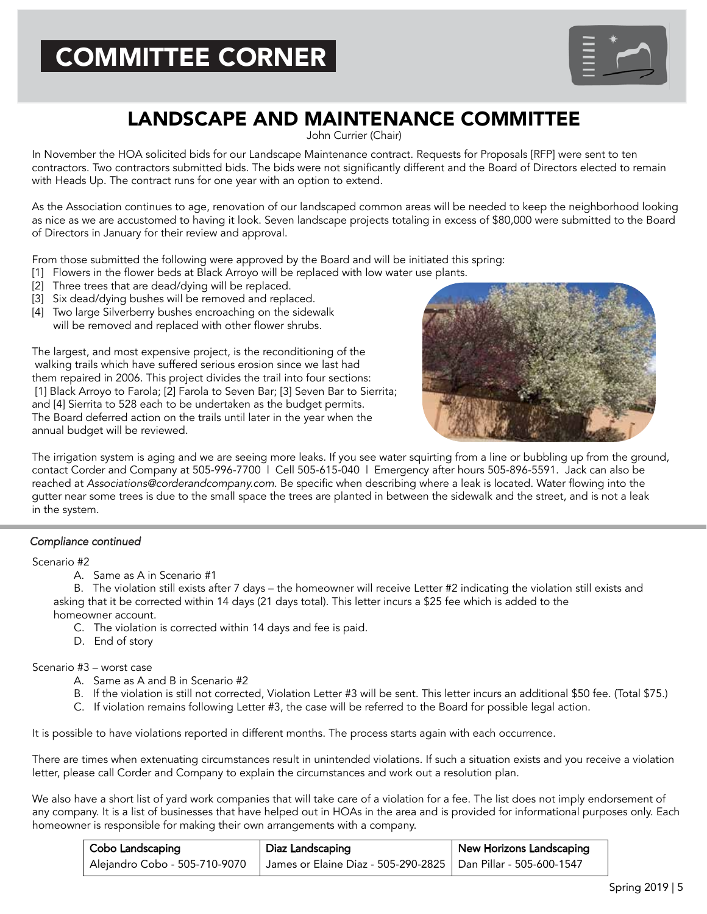# COMMITTEE CORNER

## LANDSCAPE AND MAINTENANCE COMMITTEE

John Currier (Chair)

In November the HOA solicited bids for our Landscape Maintenance contract. Requests for Proposals [RFP] were sent to ten contractors. Two contractors submitted bids. The bids were not significantly different and the Board of Directors elected to remain with Heads Up. The contract runs for one year with an option to extend.

As the Association continues to age, renovation of our landscaped common areas will be needed to keep the neighborhood looking as nice as we are accustomed to having it look. Seven landscape projects totaling in excess of $80,000 were submitted to the Board of Directors in January for their review and approval.

From those submitted the following were approved by the Board and will be initiated this spring:

[1] Flowers in the flower beds at Black Arroyo will be replaced with low water use plants.
[2] Three trees that are dead/dying will be replaced.
[3] Six dead/dying bushes will be removed and replaced.
[4] Two large Silverberry bushes encroaching on the sidewalk will be removed and replaced with other flower shrubs.

The largest, and most expensive project, is the reconditioning of the walking trails which have suffered serious erosion since we last had them repaired in 2006. This project divides the trail into four sections: [1] Black Arroyo to Farola; [2] Farola to Seven Bar; [3] Seven Bar to Sierrita; and [4] Sierrita to 528 each to be undertaken as the budget permits. The Board deferred action on the trails until later in the year when the annual budget will be reviewed.

The irrigation system is aging and we are seeing more leaks. If you see water squirting from a line or bubbling up from the ground, contact Corder and Company at 505-996-7700 | Cell 505-615-040 | Emergency after hours 505-896-5591. Jack can also be reached at *Associations@corderandcompany.com*. Be specific when describing where a leak is located. Water flowing into the gutter near some trees is due to the small space the trees are planted in between the sidewalk and the street, and is not a leak in the system.

*Compliance continued*

Scenario #2

A. Same as A in Scenario #1
B. The violation still exists after 7 days – the homeowner will receive Letter #2 indicating the violation still exists and asking that it be corrected within 14 days (21 days total). This letter incurs a $25 fee which is added to the homeowner account.
C. The violation is corrected within 14 days and fee is paid.
D. End of story

Scenario #3 – worst case

A. Same as A and B in Scenario #2
B. If the violation is still not corrected, Violation Letter #3 will be sent. This letter incurs an additional $50 fee. (Total $75.)
C. If violation remains following Letter #3, the case will be referred to the Board for possible legal action.

It is possible to have violations reported in different months. The process starts again with each occurrence.

There are times when extenuating circumstances result in unintended violations. If such a situation exists and you receive a violation letter, please call Corder and Company to explain the circumstances and work out a resolution plan.

We also have a short list of yard work companies that will take care of a violation for a fee. The list does not imply endorsement of any company. It is a list of businesses that have helped out in HOAs in the area and is provided for informational purposes only. Each homeowner is responsible for making their own arrangements with a company.

| Cobo Landscaping | Diaz Landscaping | New Horizons Landscaping |
|---|---|---|
| Alejandro Cobo - 505-710-9070 | James or Elaine Diaz - 505-290-2825 | Dan Pillar - 505-600-1547 |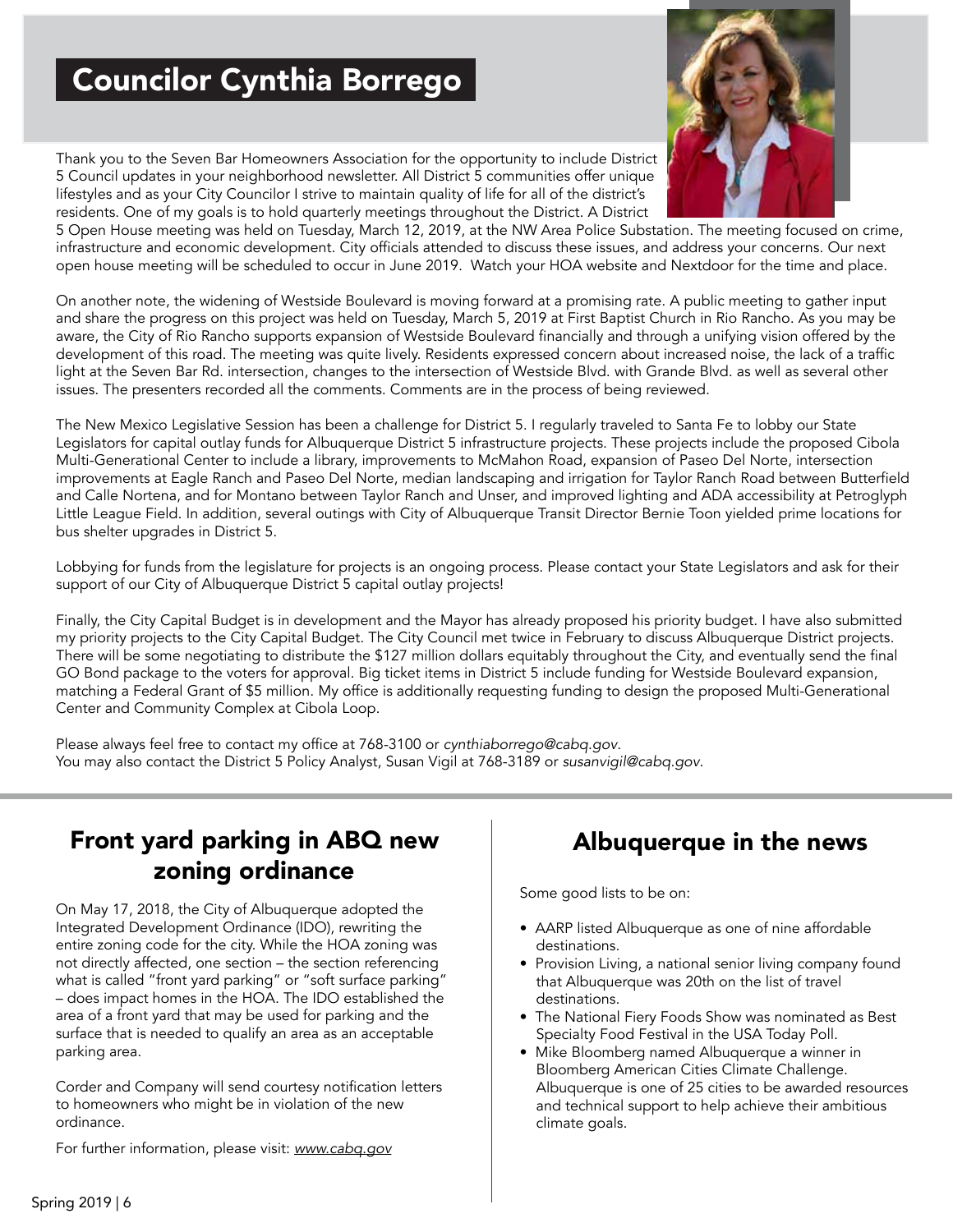# Councilor Cynthia Borrego

Thank you to the Seven Bar Homeowners Association for the opportunity to include District 5 Council updates in your neighborhood newsletter. All District 5 communities offer unique lifestyles and as your City Councilor I strive to maintain quality of life for all of the district's residents. One of my goals is to hold quarterly meetings throughout the District. A District 5 Open House meeting was held on Tuesday, March 12, 2019, at the NW Area Police Substation. The meeting focused on crime, infrastructure and economic development. City officials attended to discuss these issues, and address your concerns. Our next open house meeting will be scheduled to occur in June 2019. Watch your HOA website and Nextdoor for the time and place.

On another note, the widening of Westside Boulevard is moving forward at a promising rate. A public meeting to gather input and share the progress on this project was held on Tuesday, March 5, 2019 at First Baptist Church in Rio Rancho. As you may be aware, the City of Rio Rancho supports expansion of Westside Boulevard financially and through a unifying vision offered by the development of this road. The meeting was quite lively. Residents expressed concern about increased noise, the lack of a traffic light at the Seven Bar Rd. intersection, changes to the intersection of Westside Blvd. with Grande Blvd. as well as several other issues. The presenters recorded all the comments. Comments are in the process of being reviewed.

The New Mexico Legislative Session has been a challenge for District 5. I regularly traveled to Santa Fe to lobby our State Legislators for capital outlay funds for Albuquerque District 5 infrastructure projects. These projects include the proposed Cibola Multi-Generational Center to include a library, improvements to McMahon Road, expansion of Paseo Del Norte, intersection improvements at Eagle Ranch and Paseo Del Norte, median landscaping and irrigation for Taylor Ranch Road between Butterfield and Calle Nortena, and for Montano between Taylor Ranch and Unser, and improved lighting and ADA accessibility at Petroglyph Little League Field. In addition, several outings with City of Albuquerque Transit Director Bernie Toon yielded prime locations for bus shelter upgrades in District 5.

Lobbying for funds from the legislature for projects is an ongoing process. Please contact your State Legislators and ask for their support of our City of Albuquerque District 5 capital outlay projects!

Finally, the City Capital Budget is in development and the Mayor has already proposed his priority budget. I have also submitted my priority projects to the City Capital Budget. The City Council met twice in February to discuss Albuquerque District projects. There will be some negotiating to distribute the $127 million dollars equitably throughout the City, and eventually send the final GO Bond package to the voters for approval. Big ticket items in District 5 include funding for Westside Boulevard expansion, matching a Federal Grant of $5 million. My office is additionally requesting funding to design the proposed Multi-Generational Center and Community Complex at Cibola Loop.

Please always feel free to contact my office at 768-3100 or *cynthiaborrego@cabq.gov*.
You may also contact the District 5 Policy Analyst, Susan Vigil at 768-3189 or *susanvigil@cabq.gov*.

## Front yard parking in ABQ new zoning ordinance

On May 17, 2018, the City of Albuquerque adopted the Integrated Development Ordinance (IDO), rewriting the entire zoning code for the city. While the HOA zoning was not directly affected, one section – the section referencing what is called "front yard parking" or "soft surface parking" – does impact homes in the HOA. The IDO established the area of a front yard that may be used for parking and the surface that is needed to qualify an area as an acceptable parking area.

Corder and Company will send courtesy notification letters to homeowners who might be in violation of the new ordinance.

For further information, please visit: *www.cabq.gov*

## Albuquerque in the news

Some good lists to be on:

- AARP listed Albuquerque as one of nine affordable destinations.
- Provision Living, a national senior living company found that Albuquerque was 20th on the list of travel destinations.
- The National Fiery Foods Show was nominated as Best Specialty Food Festival in the USA Today Poll.
- Mike Bloomberg named Albuquerque a winner in Bloomberg American Cities Climate Challenge. Albuquerque is one of 25 cities to be awarded resources and technical support to help achieve their ambitious climate goals.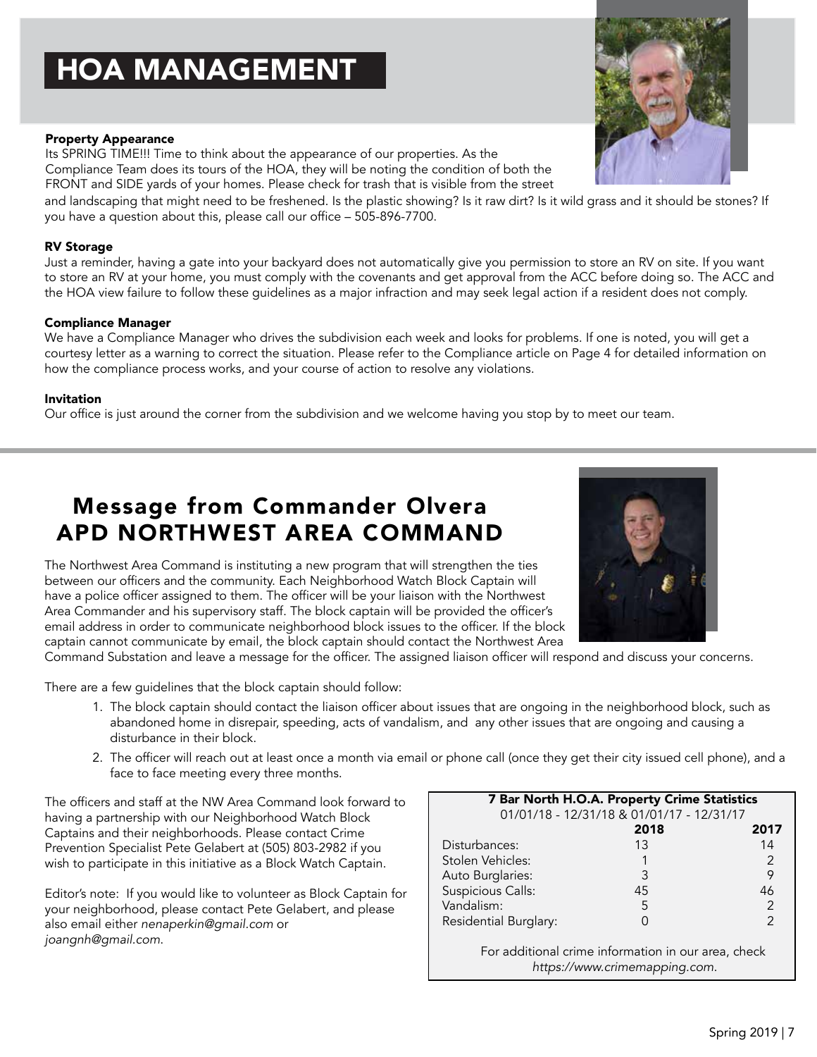# HOA MANAGEMENT

### Property Appearance

Its SPRING TIME!!! Time to think about the appearance of our properties. As the Compliance Team does its tours of the HOA, they will be noting the condition of both the FRONT and SIDE yards of your homes. Please check for trash that is visible from the street and landscaping that might need to be freshened. Is the plastic showing? Is it raw dirt? Is it wild grass and it should be stones? If you have a question about this, please call our office – 505-896-7700.

### RV Storage

Just a reminder, having a gate into your backyard does not automatically give you permission to store an RV on site. If you want to store an RV at your home, you must comply with the covenants and get approval from the ACC before doing so. The ACC and the HOA view failure to follow these guidelines as a major infraction and may seek legal action if a resident does not comply.

### Compliance Manager

We have a Compliance Manager who drives the subdivision each week and looks for problems. If one is noted, you will get a courtesy letter as a warning to correct the situation. Please refer to the Compliance article on Page 4 for detailed information on how the compliance process works, and your course of action to resolve any violations.

### Invitation

Our office is just around the corner from the subdivision and we welcome having you stop by to meet our team.

## Message from Commander Olvera APD NORTHWEST AREA COMMAND

The Northwest Area Command is instituting a new program that will strengthen the ties between our officers and the community. Each Neighborhood Watch Block Captain will have a police officer assigned to them. The officer will be your liaison with the Northwest Area Commander and his supervisory staff. The block captain will be provided the officer's email address in order to communicate neighborhood block issues to the officer. If the block captain cannot communicate by email, the block captain should contact the Northwest Area Command Substation and leave a message for the officer. The assigned liaison officer will respond and discuss your concerns.

There are a few guidelines that the block captain should follow:

1. The block captain should contact the liaison officer about issues that are ongoing in the neighborhood block, such as abandoned home in disrepair, speeding, acts of vandalism, and any other issues that are ongoing and causing a disturbance in their block.
2. The officer will reach out at least once a month via email or phone call (once they get their city issued cell phone), and a face to face meeting every three months.

The officers and staff at the NW Area Command look forward to having a partnership with our Neighborhood Watch Block Captains and their neighborhoods. Please contact Crime Prevention Specialist Pete Gelabert at (505) 803-2982 if you wish to participate in this initiative as a Block Watch Captain.

Editor's note: If you would like to volunteer as Block Captain for your neighborhood, please contact Pete Gelabert, and please also email either *nenaperkin@gmail.com* or *joangnh@gmail.com*.

**7 Bar North H.O.A. Property Crime Statistics**
01/01/18 - 12/31/18 & 01/01/17 - 12/31/17

| | 2018 | 2017 |
|---|---|---|
| Disturbances: | 13 | 14 |
| Stolen Vehicles: | 1 | 2 |
| Auto Burglaries: | 3 | 9 |
| Suspicious Calls: | 45 | 46 |
| Vandalism: | 5 | 2 |
| Residential Burglary: | 0 | 2 |

For additional crime information in our area, check *https://www.crimemapping.com*.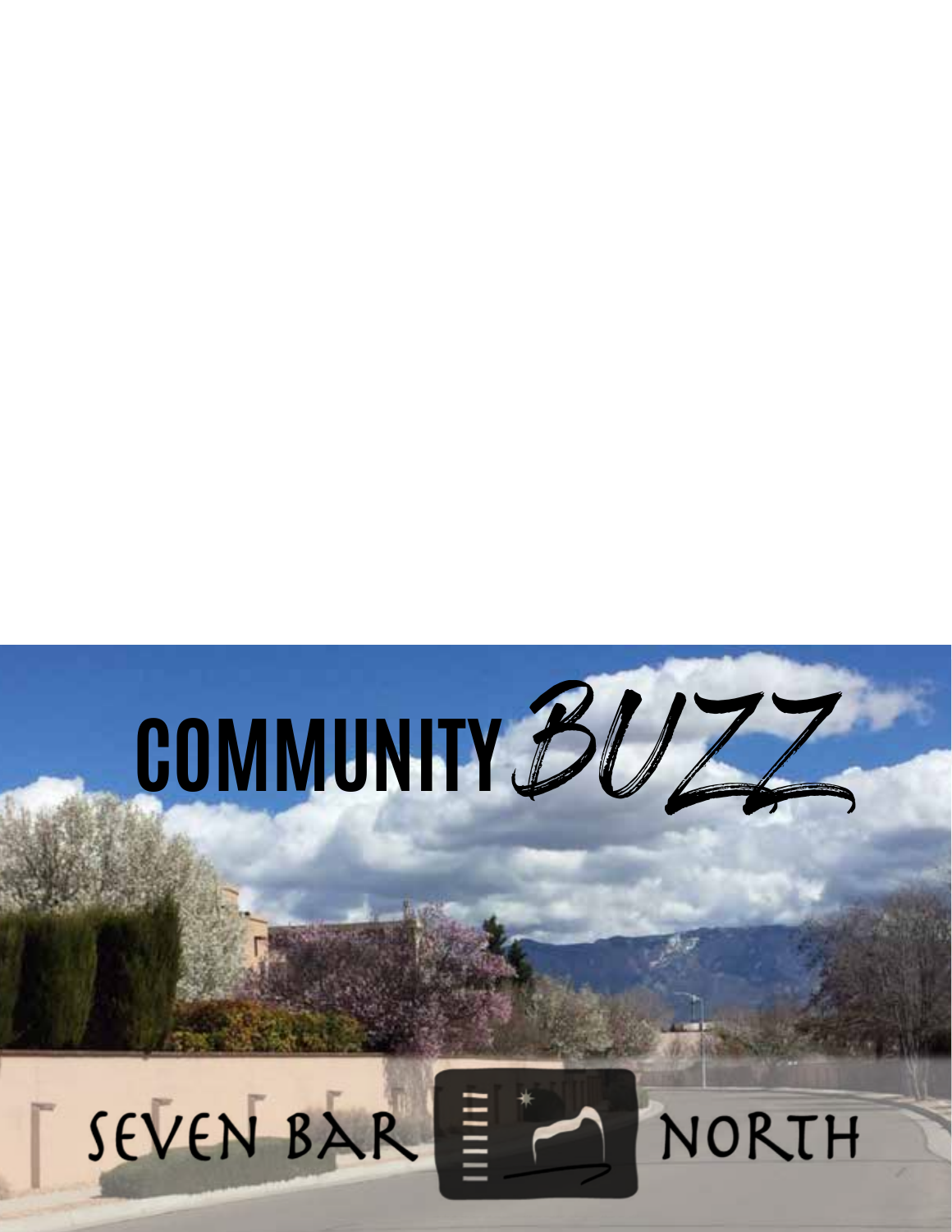# COMMUNITY BUZZ

SEVEN BAR NORTH